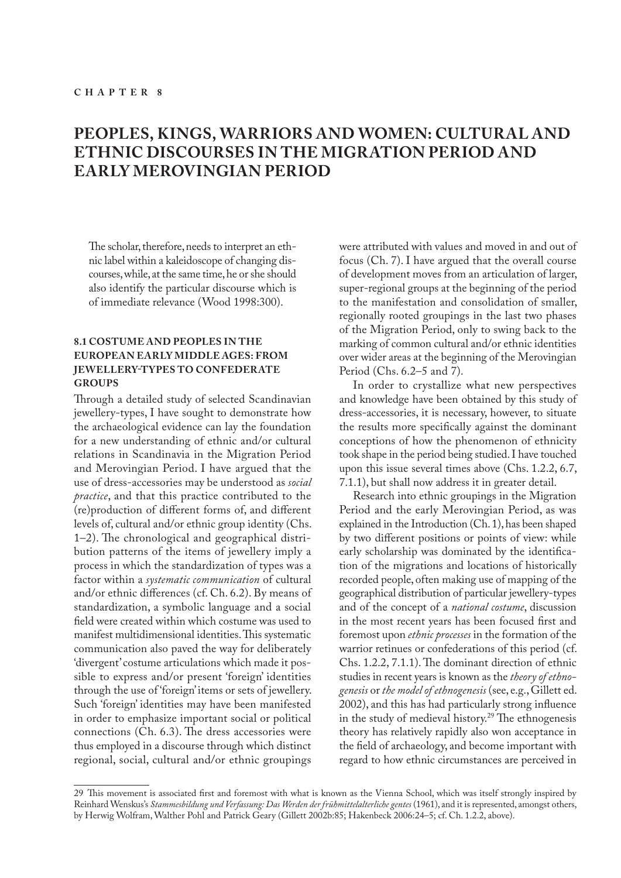CHAPTER 8

# PEOPLES, KINGS, WARRIORS AND WOMEN: CULTURAL AND ETHNIC DISCOURSES IN THE MIGRATION PERIOD AND EARLY MEROVINGIAN PERIOD

> The scholar, therefore, needs to interpret an ethnic label within a kaleidoscope of changing discourses, while, at the same time, he or she should also identify the particular discourse which is of immediate relevance (Wood 1998:300).

## 8.1 COSTUME AND PEOPLES IN THE EUROPEAN EARLY MIDDLE AGES: FROM JEWELLERY-TYPES TO CONFEDERATE GROUPS

Through a detailed study of selected Scandinavian jewellery-types, I have sought to demonstrate how the archaeological evidence can lay the foundation for a new understanding of ethnic and/or cultural relations in Scandinavia in the Migration Period and Merovingian Period. I have argued that the use of dress-accessories may be understood as *social practice*, and that this practice contributed to the (re)production of different forms of, and different levels of, cultural and/or ethnic group identity (Chs. 1–2). The chronological and geographical distribution patterns of the items of jewellery imply a process in which the standardization of types was a factor within a *systematic communication* of cultural and/or ethnic differences (cf. Ch. 6.2). By means of standardization, a symbolic language and a social field were created within which costume was used to manifest multidimensional identities. This systematic communication also paved the way for deliberately 'divergent' costume articulations which made it possible to express and/or present 'foreign' identities through the use of 'foreign' items or sets of jewellery. Such 'foreign' identities may have been manifested in order to emphasize important social or political connections (Ch. 6.3). The dress accessories were thus employed in a discourse through which distinct regional, social, cultural and/or ethnic groupings were attributed with values and moved in and out of focus (Ch. 7). I have argued that the overall course of development moves from an articulation of larger, super-regional groups at the beginning of the period to the manifestation and consolidation of smaller, regionally rooted groupings in the last two phases of the Migration Period, only to swing back to the marking of common cultural and/or ethnic identities over wider areas at the beginning of the Merovingian Period (Chs. 6.2–5 and 7).

In order to crystallize what new perspectives and knowledge have been obtained by this study of dress-accessories, it is necessary, however, to situate the results more specifically against the dominant conceptions of how the phenomenon of ethnicity took shape in the period being studied. I have touched upon this issue several times above (Chs. 1.2.2, 6.7, 7.1.1), but shall now address it in greater detail.

Research into ethnic groupings in the Migration Period and the early Merovingian Period, as was explained in the Introduction (Ch. 1), has been shaped by two different positions or points of view: while early scholarship was dominated by the identification of the migrations and locations of historically recorded people, often making use of mapping of the geographical distribution of particular jewellery-types and of the concept of a *national costume*, discussion in the most recent years has been focused first and foremost upon *ethnic processes* in the formation of the warrior retinues or confederations of this period (cf. Chs. 1.2.2, 7.1.1). The dominant direction of ethnic studies in recent years is known as the *theory of ethnogenesis* or *the model of ethnogenesis* (see, e.g., Gillett ed. 2002), and this has had particularly strong influence in the study of medieval history.[29] The ethnogenesis theory has relatively rapidly also won acceptance in the field of archaeology, and become important with regard to how ethnic circumstances are perceived in

---

[29] This movement is associated first and foremost with what is known as the Vienna School, which was itself strongly inspired by Reinhard Wenskus's *Stammesbildung und Verfassung: Das Werden der frühmittelalterliche gentes* (1961), and it is represented, amongst others, by Herwig Wolfram, Walther Pohl and Patrick Geary (Gillett 2002b:85; Hakenbeck 2006:24–5; cf. Ch. 1.2.2, above).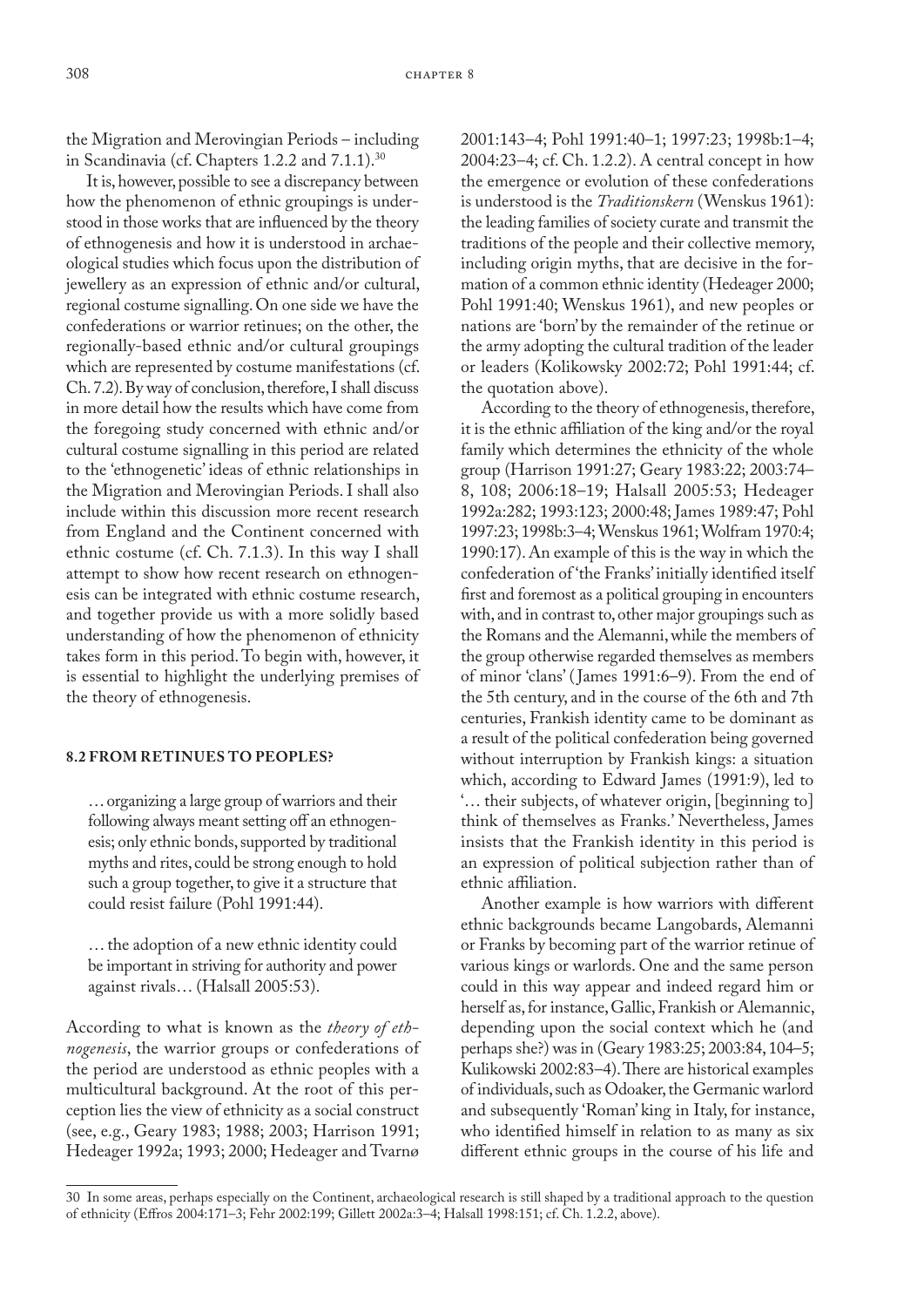the Migration and Merovingian Periods – including in Scandinavia (cf. Chapters 1.2.2 and 7.1.1).[30]

It is, however, possible to see a discrepancy between how the phenomenon of ethnic groupings is understood in those works that are influenced by the theory of ethnogenesis and how it is understood in archaeological studies which focus upon the distribution of jewellery as an expression of ethnic and/or cultural, regional costume signalling. On one side we have the confederations or warrior retinues; on the other, the regionally-based ethnic and/or cultural groupings which are represented by costume manifestations (cf. Ch. 7.2). By way of conclusion, therefore, I shall discuss in more detail how the results which have come from the foregoing study concerned with ethnic and/or cultural costume signalling in this period are related to the 'ethnogenetic' ideas of ethnic relationships in the Migration and Merovingian Periods. I shall also include within this discussion more recent research from England and the Continent concerned with ethnic costume (cf. Ch. 7.1.3). In this way I shall attempt to show how recent research on ethnogenesis can be integrated with ethnic costume research, and together provide us with a more solidly based understanding of how the phenomenon of ethnicity takes form in this period. To begin with, however, it is essential to highlight the underlying premises of the theory of ethnogenesis.

## 8.2 FROM RETINUES TO PEOPLES?

> … organizing a large group of warriors and their following always meant setting off an ethnogenesis; only ethnic bonds, supported by traditional myths and rites, could be strong enough to hold such a group together, to give it a structure that could resist failure (Pohl 1991:44).

> … the adoption of a new ethnic identity could be important in striving for authority and power against rivals… (Halsall 2005:53).

According to what is known as the *theory of ethnogenesis*, the warrior groups or confederations of the period are understood as ethnic peoples with a multicultural background. At the root of this perception lies the view of ethnicity as a social construct (see, e.g., Geary 1983; 1988; 2003; Harrison 1991; Hedeager 1992a; 1993; 2000; Hedeager and Tvarnø 2001:143–4; Pohl 1991:40–1; 1997:23; 1998b:1–4; 2004:23–4; cf. Ch. 1.2.2). A central concept in how the emergence or evolution of these confederations is understood is the *Traditionskern* (Wenskus 1961): the leading families of society curate and transmit the traditions of the people and their collective memory, including origin myths, that are decisive in the formation of a common ethnic identity (Hedeager 2000; Pohl 1991:40; Wenskus 1961), and new peoples or nations are 'born' by the remainder of the retinue or the army adopting the cultural tradition of the leader or leaders (Kolikowsky 2002:72; Pohl 1991:44; cf. the quotation above).

According to the theory of ethnogenesis, therefore, it is the ethnic affiliation of the king and/or the royal family which determines the ethnicity of the whole group (Harrison 1991:27; Geary 1983:22; 2003:74–8, 108; 2006:18–19; Halsall 2005:53; Hedeager 1992a:282; 1993:123; 2000:48; James 1989:47; Pohl 1997:23; 1998b:3–4; Wenskus 1961; Wolfram 1970:4; 1990:17). An example of this is the way in which the confederation of 'the Franks' initially identified itself first and foremost as a political grouping in encounters with, and in contrast to, other major groupings such as the Romans and the Alemanni, while the members of the group otherwise regarded themselves as members of minor 'clans' (James 1991:6–9). From the end of the 5th century, and in the course of the 6th and 7th centuries, Frankish identity came to be dominant as a result of the political confederation being governed without interruption by Frankish kings: a situation which, according to Edward James (1991:9), led to '… their subjects, of whatever origin, [beginning to] think of themselves as Franks.' Nevertheless, James insists that the Frankish identity in this period is an expression of political subjection rather than of ethnic affiliation.

Another example is how warriors with different ethnic backgrounds became Langobards, Alemanni or Franks by becoming part of the warrior retinue of various kings or warlords. One and the same person could in this way appear and indeed regard him or herself as, for instance, Gallic, Frankish or Alemannic, depending upon the social context which he (and perhaps she?) was in (Geary 1983:25; 2003:84, 104–5; Kulikowski 2002:83–4). There are historical examples of individuals, such as Odoaker, the Germanic warlord and subsequently 'Roman' king in Italy, for instance, who identified himself in relation to as many as six different ethnic groups in the course of his life and

---

30 In some areas, perhaps especially on the Continent, archaeological research is still shaped by a traditional approach to the question of ethnicity (Effros 2004:171–3; Fehr 2002:199; Gillett 2002a:3–4; Halsall 1998:151; cf. Ch. 1.2.2, above).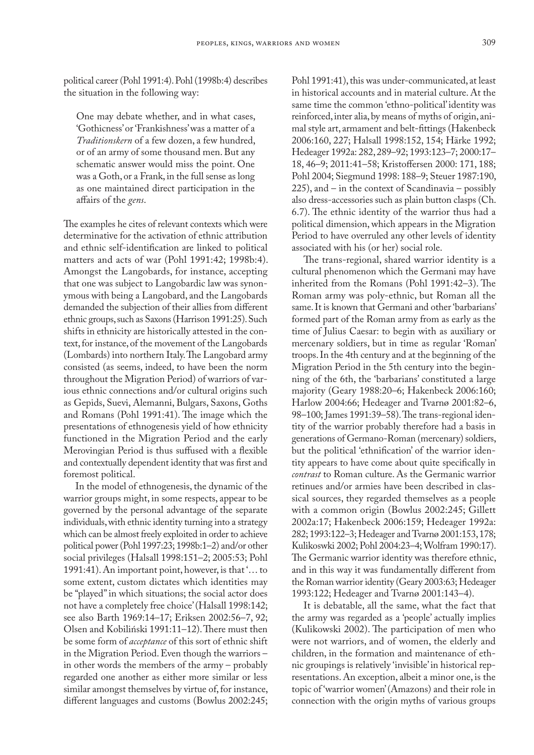political career (Pohl 1991:4). Pohl (1998b:4) describes the situation in the following way:

> One may debate whether, and in what cases, 'Gothicness' or 'Frankishness' was a matter of a *Traditionskern* of a few dozen, a few hundred, or of an army of some thousand men. But any schematic answer would miss the point. One was a Goth, or a Frank, in the full sense as long as one maintained direct participation in the affairs of the *gens*.

The examples he cites of relevant contexts which were determinative for the activation of ethnic attribution and ethnic self-identification are linked to political matters and acts of war (Pohl 1991:42; 1998b:4). Amongst the Langobards, for instance, accepting that one was subject to Langobardic law was synonymous with being a Langobard, and the Langobards demanded the subjection of their allies from different ethnic groups, such as Saxons (Harrison 1991:25). Such shifts in ethnicity are historically attested in the context, for instance, of the movement of the Langobards (Lombards) into northern Italy. The Langobard army consisted (as seems, indeed, to have been the norm throughout the Migration Period) of warriors of various ethnic connections and/or cultural origins such as Gepids, Suevi, Alemanni, Bulgars, Saxons, Goths and Romans (Pohl 1991:41). The image which the presentations of ethnogenesis yield of how ethnicity functioned in the Migration Period and the early Merovingian Period is thus suffused with a flexible and contextually dependent identity that was first and foremost political.

In the model of ethnogenesis, the dynamic of the warrior groups might, in some respects, appear to be governed by the personal advantage of the separate individuals, with ethnic identity turning into a strategy which can be almost freely exploited in order to achieve political power (Pohl 1997:23; 1998b:1–2) and/or other social privileges (Halsall 1998:151–2; 2005:53; Pohl 1991:41). An important point, however, is that '… to some extent, custom dictates which identities may be "played" in which situations; the social actor does not have a completely free choice' (Halsall 1998:142; see also Barth 1969:14–17; Eriksen 2002:56–7, 92; Olsen and Kobiliński 1991:11–12). There must then be some form of *acceptance* of this sort of ethnic shift in the Migration Period. Even though the warriors – in other words the members of the army – probably regarded one another as either more similar or less similar amongst themselves by virtue of, for instance, different languages and customs (Bowlus 2002:245; Pohl 1991:41), this was under-communicated, at least in historical accounts and in material culture. At the same time the common 'ethno-political' identity was reinforced, inter alia, by means of myths of origin, animal style art, armament and belt-fittings (Hakenbeck 2006:160, 227; Halsall 1998:152, 154; Härke 1992; Hedeager 1992a: 282, 289–92; 1993:123–7; 2000:17–18, 46–9; 2011:41–58; Kristoffersen 2000: 171, 188; Pohl 2004; Siegmund 1998: 188–9; Steuer 1987:190, 225), and – in the context of Scandinavia – possibly also dress-accessories such as plain button clasps (Ch. 6.7). The ethnic identity of the warrior thus had a political dimension, which appears in the Migration Period to have overruled any other levels of identity associated with his (or her) social role.

The trans-regional, shared warrior identity is a cultural phenomenon which the Germani may have inherited from the Romans (Pohl 1991:42–3). The Roman army was poly-ethnic, but Roman all the same. It is known that Germani and other 'barbarians' formed part of the Roman army from as early as the time of Julius Caesar: to begin with as auxiliary or mercenary soldiers, but in time as regular 'Roman' troops. In the 4th century and at the beginning of the Migration Period in the 5th century into the beginning of the 6th, the 'barbarians' constituted a large majority (Geary 1988:20–6; Hakenbeck 2006:160; Harlow 2004:66; Hedeager and Tvarnø 2001:82–6, 98–100; James 1991:39–58). The trans-regional identity of the warrior probably therefore had a basis in generations of Germano-Roman (mercenary) soldiers, but the political 'ethnification' of the warrior identity appears to have come about quite specifically in *contrast* to Roman culture. As the Germanic warrior retinues and/or armies have been described in classical sources, they regarded themselves as a people with a common origin (Bowlus 2002:245; Gillett 2002a:17; Hakenbeck 2006:159; Hedeager 1992a: 282; 1993:122–3; Hedeager and Tvarnø 2001:153, 178; Kulikoswki 2002; Pohl 2004:23–4; Wolfram 1990:17). The Germanic warrior identity was therefore ethnic, and in this way it was fundamentally different from the Roman warrior identity (Geary 2003:63; Hedeager 1993:122; Hedeager and Tvarnø 2001:143–4).

It is debatable, all the same, what the fact that the army was regarded as a 'people' actually implies (Kulikowski 2002). The participation of men who were not warriors, and of women, the elderly and children, in the formation and maintenance of ethnic groupings is relatively 'invisible' in historical representations. An exception, albeit a minor one, is the topic of 'warrior women' (Amazons) and their role in connection with the origin myths of various groups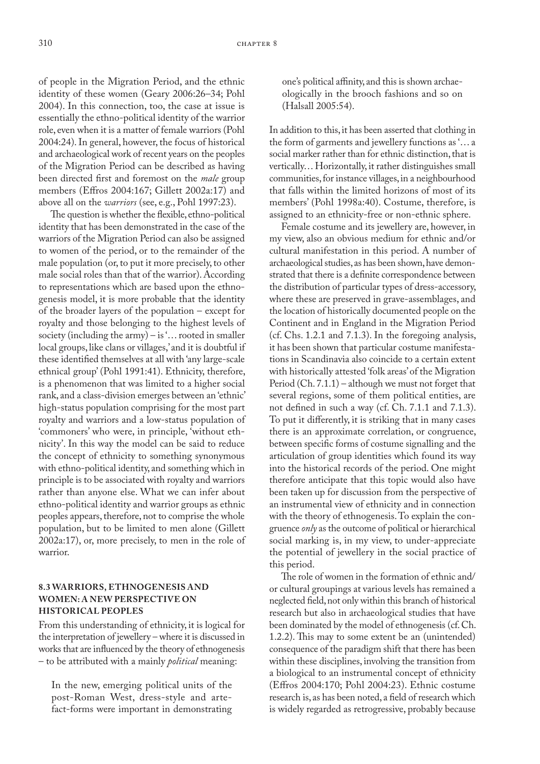of people in the Migration Period, and the ethnic identity of these women (Geary 2006:26–34; Pohl 2004). In this connection, too, the case at issue is essentially the ethno-political identity of the warrior role, even when it is a matter of female warriors (Pohl 2004:24). In general, however, the focus of historical and archaeological work of recent years on the peoples of the Migration Period can be described as having been directed first and foremost on the *male* group members (Effros 2004:167; Gillett 2002a:17) and above all on the *warriors* (see, e.g., Pohl 1997:23).

The question is whether the flexible, ethno-political identity that has been demonstrated in the case of the warriors of the Migration Period can also be assigned to women of the period, or to the remainder of the male population (or, to put it more precisely, to other male social roles than that of the warrior). According to representations which are based upon the ethnogenesis model, it is more probable that the identity of the broader layers of the population – except for royalty and those belonging to the highest levels of society (including the army) – is '… rooted in smaller local groups, like clans or villages,' and it is doubtful if these identified themselves at all with 'any large-scale ethnical group' (Pohl 1991:41). Ethnicity, therefore, is a phenomenon that was limited to a higher social rank, and a class-division emerges between an 'ethnic' high-status population comprising for the most part royalty and warriors and a low-status population of 'commoners' who were, in principle, 'without ethnicity'. In this way the model can be said to reduce the concept of ethnicity to something synonymous with ethno-political identity, and something which in principle is to be associated with royalty and warriors rather than anyone else. What we can infer about ethno-political identity and warrior groups as ethnic peoples appears, therefore, not to comprise the whole population, but to be limited to men alone (Gillett 2002a:17), or, more precisely, to men in the role of warrior.

### 8.3 WARRIORS, ETHNOGENESIS AND WOMEN: A NEW PERSPECTIVE ON HISTORICAL PEOPLES

From this understanding of ethnicity, it is logical for the interpretation of jewellery – where it is discussed in works that are influenced by the theory of ethnogenesis – to be attributed with a mainly *political* meaning:

> In the new, emerging political units of the post-Roman West, dress-style and artefact-forms were important in demonstrating one's political affinity, and this is shown archaeologically in the brooch fashions and so on (Halsall 2005:54).

In addition to this, it has been asserted that clothing in the form of garments and jewellery functions as '… a social marker rather than for ethnic distinction, that is vertically… Horizontally, it rather distinguishes small communities, for instance villages, in a neighbourhood that falls within the limited horizons of most of its members' (Pohl 1998a:40). Costume, therefore, is assigned to an ethnicity-free or non-ethnic sphere.

Female costume and its jewellery are, however, in my view, also an obvious medium for ethnic and/or cultural manifestation in this period. A number of archaeological studies, as has been shown, have demonstrated that there is a definite correspondence between the distribution of particular types of dress-accessory, where these are preserved in grave-assemblages, and the location of historically documented people on the Continent and in England in the Migration Period (cf. Chs. 1.2.1 and 7.1.3). In the foregoing analysis, it has been shown that particular costume manifestations in Scandinavia also coincide to a certain extent with historically attested 'folk areas' of the Migration Period (Ch. 7.1.1) – although we must not forget that several regions, some of them political entities, are not defined in such a way (cf. Ch. 7.1.1 and 7.1.3). To put it differently, it is striking that in many cases there is an approximate correlation, or congruence, between specific forms of costume signalling and the articulation of group identities which found its way into the historical records of the period. One might therefore anticipate that this topic would also have been taken up for discussion from the perspective of an instrumental view of ethnicity and in connection with the theory of ethnogenesis. To explain the congruence *only* as the outcome of political or hierarchical social marking is, in my view, to under-appreciate the potential of jewellery in the social practice of this period.

The role of women in the formation of ethnic and/or cultural groupings at various levels has remained a neglected field, not only within this branch of historical research but also in archaeological studies that have been dominated by the model of ethnogenesis (cf. Ch. 1.2.2). This may to some extent be an (unintended) consequence of the paradigm shift that there has been within these disciplines, involving the transition from a biological to an instrumental concept of ethnicity (Effros 2004:170; Pohl 2004:23). Ethnic costume research is, as has been noted, a field of research which is widely regarded as retrogressive, probably because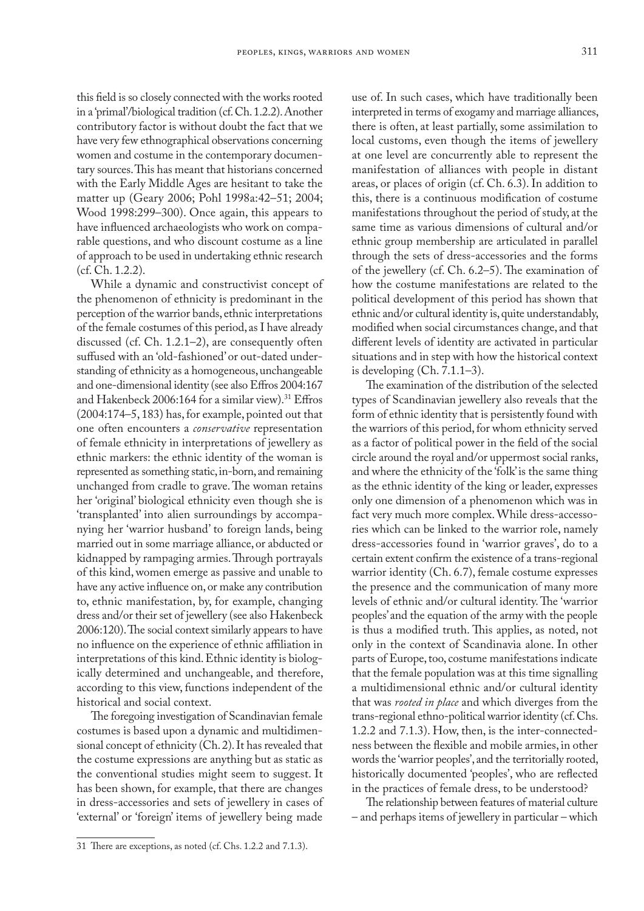this field is so closely connected with the works rooted in a 'primal'/biological tradition (cf. Ch. 1.2.2). Another contributory factor is without doubt the fact that we have very few ethnographical observations concerning women and costume in the contemporary documentary sources. This has meant that historians concerned with the Early Middle Ages are hesitant to take the matter up (Geary 2006; Pohl 1998a:42–51; 2004; Wood 1998:299–300). Once again, this appears to have influenced archaeologists who work on comparable questions, and who discount costume as a line of approach to be used in undertaking ethnic research (cf. Ch. 1.2.2).

While a dynamic and constructivist concept of the phenomenon of ethnicity is predominant in the perception of the warrior bands, ethnic interpretations of the female costumes of this period, as I have already discussed (cf. Ch. 1.2.1–2), are consequently often suffused with an 'old-fashioned' or out-dated understanding of ethnicity as a homogeneous, unchangeable and one-dimensional identity (see also Effros 2004:167 and Hakenbeck 2006:164 for a similar view).[31] Effros (2004:174–5, 183) has, for example, pointed out that one often encounters a *conservative* representation of female ethnicity in interpretations of jewellery as ethnic markers: the ethnic identity of the woman is represented as something static, in-born, and remaining unchanged from cradle to grave. The woman retains her 'original' biological ethnicity even though she is 'transplanted' into alien surroundings by accompanying her 'warrior husband' to foreign lands, being married out in some marriage alliance, or abducted or kidnapped by rampaging armies. Through portrayals of this kind, women emerge as passive and unable to have any active influence on, or make any contribution to, ethnic manifestation, by, for example, changing dress and/or their set of jewellery (see also Hakenbeck 2006:120). The social context similarly appears to have no influence on the experience of ethnic affiliation in interpretations of this kind. Ethnic identity is biologically determined and unchangeable, and therefore, according to this view, functions independent of the historical and social context.

The foregoing investigation of Scandinavian female costumes is based upon a dynamic and multidimensional concept of ethnicity (Ch. 2). It has revealed that the costume expressions are anything but as static as the conventional studies might seem to suggest. It has been shown, for example, that there are changes in dress-accessories and sets of jewellery in cases of 'external' or 'foreign' items of jewellery being made use of. In such cases, which have traditionally been interpreted in terms of exogamy and marriage alliances, there is often, at least partially, some assimilation to local customs, even though the items of jewellery at one level are concurrently able to represent the manifestation of alliances with people in distant areas, or places of origin (cf. Ch. 6.3). In addition to this, there is a continuous modification of costume manifestations throughout the period of study, at the same time as various dimensions of cultural and/or ethnic group membership are articulated in parallel through the sets of dress-accessories and the forms of the jewellery (cf. Ch. 6.2–5). The examination of how the costume manifestations are related to the political development of this period has shown that ethnic and/or cultural identity is, quite understandably, modified when social circumstances change, and that different levels of identity are activated in particular situations and in step with how the historical context is developing (Ch. 7.1.1–3).

The examination of the distribution of the selected types of Scandinavian jewellery also reveals that the form of ethnic identity that is persistently found with the warriors of this period, for whom ethnicity served as a factor of political power in the field of the social circle around the royal and/or uppermost social ranks, and where the ethnicity of the 'folk' is the same thing as the ethnic identity of the king or leader, expresses only one dimension of a phenomenon which was in fact very much more complex. While dress-accessories which can be linked to the warrior role, namely dress-accessories found in 'warrior graves', do to a certain extent confirm the existence of a trans-regional warrior identity (Ch. 6.7), female costume expresses the presence and the communication of many more levels of ethnic and/or cultural identity. The 'warrior peoples' and the equation of the army with the people is thus a modified truth. This applies, as noted, not only in the context of Scandinavia alone. In other parts of Europe, too, costume manifestations indicate that the female population was at this time signalling a multidimensional ethnic and/or cultural identity that was *rooted in place* and which diverges from the trans-regional ethno-political warrior identity (cf. Chs. 1.2.2 and 7.1.3). How, then, is the inter-connectedness between the flexible and mobile armies, in other words the 'warrior peoples', and the territorially rooted, historically documented 'peoples', who are reflected in the practices of female dress, to be understood?

The relationship between features of material culture – and perhaps items of jewellery in particular – which

31 There are exceptions, as noted (cf. Chs. 1.2.2 and 7.1.3).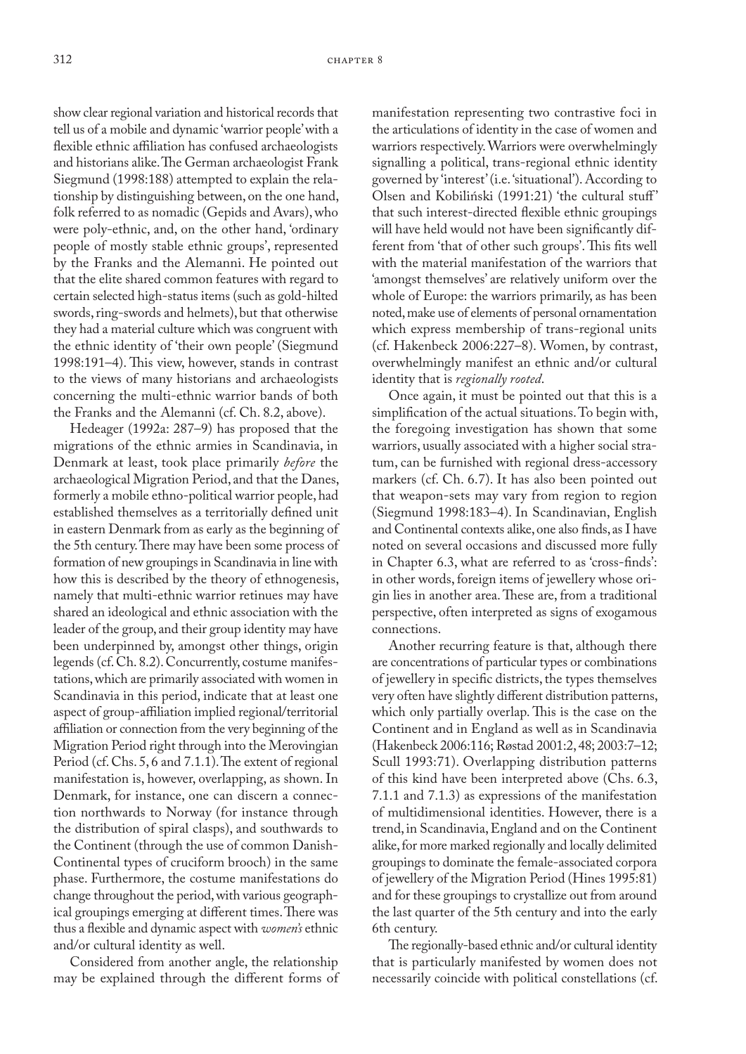show clear regional variation and historical records that tell us of a mobile and dynamic 'warrior people' with a flexible ethnic affiliation has confused archaeologists and historians alike. The German archaeologist Frank Siegmund (1998:188) attempted to explain the relationship by distinguishing between, on the one hand, folk referred to as nomadic (Gepids and Avars), who were poly-ethnic, and, on the other hand, 'ordinary people of mostly stable ethnic groups', represented by the Franks and the Alemanni. He pointed out that the elite shared common features with regard to certain selected high-status items (such as gold-hilted swords, ring-swords and helmets), but that otherwise they had a material culture which was congruent with the ethnic identity of 'their own people' (Siegmund 1998:191–4). This view, however, stands in contrast to the views of many historians and archaeologists concerning the multi-ethnic warrior bands of both the Franks and the Alemanni (cf. Ch. 8.2, above).

Hedeager (1992a: 287–9) has proposed that the migrations of the ethnic armies in Scandinavia, in Denmark at least, took place primarily *before* the archaeological Migration Period, and that the Danes, formerly a mobile ethno-political warrior people, had established themselves as a territorially defined unit in eastern Denmark from as early as the beginning of the 5th century. There may have been some process of formation of new groupings in Scandinavia in line with how this is described by the theory of ethnogenesis, namely that multi-ethnic warrior retinues may have shared an ideological and ethnic association with the leader of the group, and their group identity may have been underpinned by, amongst other things, origin legends (cf. Ch. 8.2). Concurrently, costume manifestations, which are primarily associated with women in Scandinavia in this period, indicate that at least one aspect of group-affiliation implied regional/territorial affiliation or connection from the very beginning of the Migration Period right through into the Merovingian Period (cf. Chs. 5, 6 and 7.1.1). The extent of regional manifestation is, however, overlapping, as shown. In Denmark, for instance, one can discern a connection northwards to Norway (for instance through the distribution of spiral clasps), and southwards to the Continent (through the use of common Danish-Continental types of cruciform brooch) in the same phase. Furthermore, the costume manifestations do change throughout the period, with various geographical groupings emerging at different times. There was thus a flexible and dynamic aspect with *women's* ethnic and/or cultural identity as well.

Considered from another angle, the relationship may be explained through the different forms of manifestation representing two contrastive foci in the articulations of identity in the case of women and warriors respectively. Warriors were overwhelmingly signalling a political, trans-regional ethnic identity governed by 'interest' (i.e. 'situational'). According to Olsen and Kobiliński (1991:21) 'the cultural stuff' that such interest-directed flexible ethnic groupings will have held would not have been significantly different from 'that of other such groups'. This fits well with the material manifestation of the warriors that 'amongst themselves' are relatively uniform over the whole of Europe: the warriors primarily, as has been noted, make use of elements of personal ornamentation which express membership of trans-regional units (cf. Hakenbeck 2006:227–8). Women, by contrast, overwhelmingly manifest an ethnic and/or cultural identity that is *regionally rooted*.

Once again, it must be pointed out that this is a simplification of the actual situations. To begin with, the foregoing investigation has shown that some warriors, usually associated with a higher social stratum, can be furnished with regional dress-accessory markers (cf. Ch. 6.7). It has also been pointed out that weapon-sets may vary from region to region (Siegmund 1998:183–4). In Scandinavian, English and Continental contexts alike, one also finds, as I have noted on several occasions and discussed more fully in Chapter 6.3, what are referred to as 'cross-finds': in other words, foreign items of jewellery whose origin lies in another area. These are, from a traditional perspective, often interpreted as signs of exogamous connections.

Another recurring feature is that, although there are concentrations of particular types or combinations of jewellery in specific districts, the types themselves very often have slightly different distribution patterns, which only partially overlap. This is the case on the Continent and in England as well as in Scandinavia (Hakenbeck 2006:116; Røstad 2001:2, 48; 2003:7–12; Scull 1993:71). Overlapping distribution patterns of this kind have been interpreted above (Chs. 6.3, 7.1.1 and 7.1.3) as expressions of the manifestation of multidimensional identities. However, there is a trend, in Scandinavia, England and on the Continent alike, for more marked regionally and locally delimited groupings to dominate the female-associated corpora of jewellery of the Migration Period (Hines 1995:81) and for these groupings to crystallize out from around the last quarter of the 5th century and into the early 6th century.

The regionally-based ethnic and/or cultural identity that is particularly manifested by women does not necessarily coincide with political constellations (cf.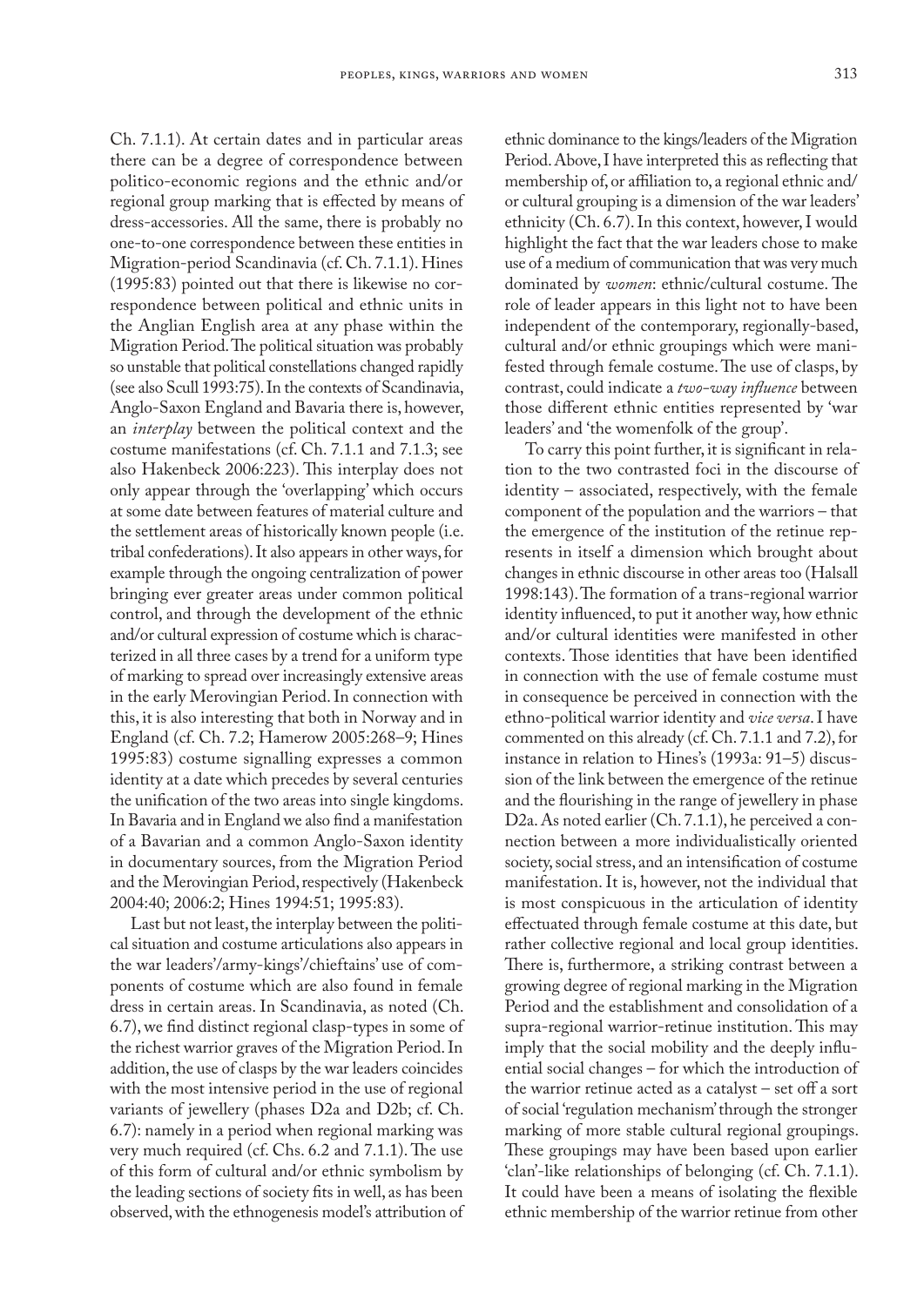Ch. 7.1.1). At certain dates and in particular areas there can be a degree of correspondence between politico-economic regions and the ethnic and/or regional group marking that is effected by means of dress-accessories. All the same, there is probably no one-to-one correspondence between these entities in Migration-period Scandinavia (cf. Ch. 7.1.1). Hines (1995:83) pointed out that there is likewise no correspondence between political and ethnic units in the Anglian English area at any phase within the Migration Period. The political situation was probably so unstable that political constellations changed rapidly (see also Scull 1993:75). In the contexts of Scandinavia, Anglo-Saxon England and Bavaria there is, however, an *interplay* between the political context and the costume manifestations (cf. Ch. 7.1.1 and 7.1.3; see also Hakenbeck 2006:223). This interplay does not only appear through the 'overlapping' which occurs at some date between features of material culture and the settlement areas of historically known people (i.e. tribal confederations). It also appears in other ways, for example through the ongoing centralization of power bringing ever greater areas under common political control, and through the development of the ethnic and/or cultural expression of costume which is characterized in all three cases by a trend for a uniform type of marking to spread over increasingly extensive areas in the early Merovingian Period. In connection with this, it is also interesting that both in Norway and in England (cf. Ch. 7.2; Hamerow 2005:268–9; Hines 1995:83) costume signalling expresses a common identity at a date which precedes by several centuries the unification of the two areas into single kingdoms. In Bavaria and in England we also find a manifestation of a Bavarian and a common Anglo-Saxon identity in documentary sources, from the Migration Period and the Merovingian Period, respectively (Hakenbeck 2004:40; 2006:2; Hines 1994:51; 1995:83).

Last but not least, the interplay between the political situation and costume articulations also appears in the war leaders'/army-kings'/chieftains' use of components of costume which are also found in female dress in certain areas. In Scandinavia, as noted (Ch. 6.7), we find distinct regional clasp-types in some of the richest warrior graves of the Migration Period. In addition, the use of clasps by the war leaders coincides with the most intensive period in the use of regional variants of jewellery (phases D2a and D2b; cf. Ch. 6.7): namely in a period when regional marking was very much required (cf. Chs. 6.2 and 7.1.1). The use of this form of cultural and/or ethnic symbolism by the leading sections of society fits in well, as has been observed, with the ethnogenesis model's attribution of ethnic dominance to the kings/leaders of the Migration Period. Above, I have interpreted this as reflecting that membership of, or affiliation to, a regional ethnic and/or cultural grouping is a dimension of the war leaders' ethnicity (Ch. 6.7). In this context, however, I would highlight the fact that the war leaders chose to make use of a medium of communication that was very much dominated by *women*: ethnic/cultural costume. The role of leader appears in this light not to have been independent of the contemporary, regionally-based, cultural and/or ethnic groupings which were manifested through female costume. The use of clasps, by contrast, could indicate a *two-way influence* between those different ethnic entities represented by 'war leaders' and 'the womenfolk of the group'.

To carry this point further, it is significant in relation to the two contrasted foci in the discourse of identity – associated, respectively, with the female component of the population and the warriors – that the emergence of the institution of the retinue represents in itself a dimension which brought about changes in ethnic discourse in other areas too (Halsall 1998:143). The formation of a trans-regional warrior identity influenced, to put it another way, how ethnic and/or cultural identities were manifested in other contexts. Those identities that have been identified in connection with the use of female costume must in consequence be perceived in connection with the ethno-political warrior identity and *vice versa*. I have commented on this already (cf. Ch. 7.1.1 and 7.2), for instance in relation to Hines's (1993a: 91–5) discussion of the link between the emergence of the retinue and the flourishing in the range of jewellery in phase D2a. As noted earlier (Ch. 7.1.1), he perceived a connection between a more individualistically oriented society, social stress, and an intensification of costume manifestation. It is, however, not the individual that is most conspicuous in the articulation of identity effectuated through female costume at this date, but rather collective regional and local group identities. There is, furthermore, a striking contrast between a growing degree of regional marking in the Migration Period and the establishment and consolidation of a supra-regional warrior-retinue institution. This may imply that the social mobility and the deeply influential social changes – for which the introduction of the warrior retinue acted as a catalyst – set off a sort of social 'regulation mechanism' through the stronger marking of more stable cultural regional groupings. These groupings may have been based upon earlier 'clan'-like relationships of belonging (cf. Ch. 7.1.1). It could have been a means of isolating the flexible ethnic membership of the warrior retinue from other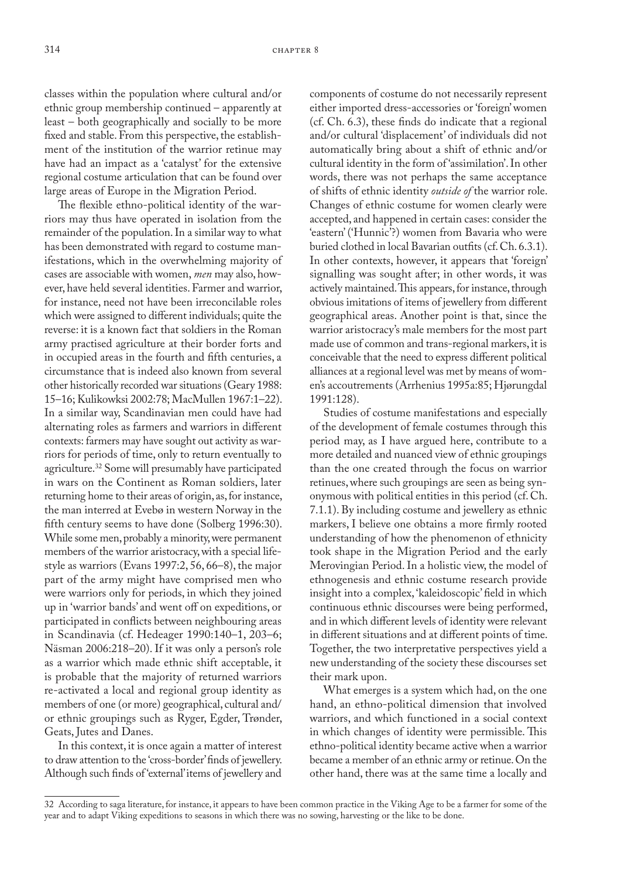classes within the population where cultural and/or ethnic group membership continued – apparently at least – both geographically and socially to be more fixed and stable. From this perspective, the establishment of the institution of the warrior retinue may have had an impact as a 'catalyst' for the extensive regional costume articulation that can be found over large areas of Europe in the Migration Period.

The flexible ethno-political identity of the warriors may thus have operated in isolation from the remainder of the population. In a similar way to what has been demonstrated with regard to costume manifestations, which in the overwhelming majority of cases are associable with women, *men* may also, however, have held several identities. Farmer and warrior, for instance, need not have been irreconcilable roles which were assigned to different individuals; quite the reverse: it is a known fact that soldiers in the Roman army practised agriculture at their border forts and in occupied areas in the fourth and fifth centuries, a circumstance that is indeed also known from several other historically recorded war situations (Geary 1988: 15–16; Kulikowksi 2002:78; MacMullen 1967:1–22). In a similar way, Scandinavian men could have had alternating roles as farmers and warriors in different contexts: farmers may have sought out activity as warriors for periods of time, only to return eventually to agriculture.[32] Some will presumably have participated in wars on the Continent as Roman soldiers, later returning home to their areas of origin, as, for instance, the man interred at Evebø in western Norway in the fifth century seems to have done (Solberg 1996:30). While some men, probably a minority, were permanent members of the warrior aristocracy, with a special lifestyle as warriors (Evans 1997:2, 56, 66–8), the major part of the army might have comprised men who were warriors only for periods, in which they joined up in 'warrior bands' and went off on expeditions, or participated in conflicts between neighbouring areas in Scandinavia (cf. Hedeager 1990:140–1, 203–6; Näsman 2006:218–20). If it was only a person's role as a warrior which made ethnic shift acceptable, it is probable that the majority of returned warriors re-activated a local and regional group identity as members of one (or more) geographical, cultural and/or ethnic groupings such as Ryger, Egder, Trønder, Geats, Jutes and Danes.

In this context, it is once again a matter of interest to draw attention to the 'cross-border' finds of jewellery. Although such finds of 'external' items of jewellery and components of costume do not necessarily represent either imported dress-accessories or 'foreign' women (cf. Ch. 6.3), these finds do indicate that a regional and/or cultural 'displacement' of individuals did not automatically bring about a shift of ethnic and/or cultural identity in the form of 'assimilation'. In other words, there was not perhaps the same acceptance of shifts of ethnic identity *outside of* the warrior role. Changes of ethnic costume for women clearly were accepted, and happened in certain cases: consider the 'eastern' ('Hunnic'?) women from Bavaria who were buried clothed in local Bavarian outfits (cf. Ch. 6.3.1). In other contexts, however, it appears that 'foreign' signalling was sought after; in other words, it was actively maintained. This appears, for instance, through obvious imitations of items of jewellery from different geographical areas. Another point is that, since the warrior aristocracy's male members for the most part made use of common and trans-regional markers, it is conceivable that the need to express different political alliances at a regional level was met by means of women's accoutrements (Arrhenius 1995a:85; Hjørungdal 1991:128).

Studies of costume manifestations and especially of the development of female costumes through this period may, as I have argued here, contribute to a more detailed and nuanced view of ethnic groupings than the one created through the focus on warrior retinues, where such groupings are seen as being synonymous with political entities in this period (cf. Ch. 7.1.1). By including costume and jewellery as ethnic markers, I believe one obtains a more firmly rooted understanding of how the phenomenon of ethnicity took shape in the Migration Period and the early Merovingian Period. In a holistic view, the model of ethnogenesis and ethnic costume research provide insight into a complex, 'kaleidoscopic' field in which continuous ethnic discourses were being performed, and in which different levels of identity were relevant in different situations and at different points of time. Together, the two interpretative perspectives yield a new understanding of the society these discourses set their mark upon.

What emerges is a system which had, on the one hand, an ethno-political dimension that involved warriors, and which functioned in a social context in which changes of identity were permissible. This ethno-political identity became active when a warrior became a member of an ethnic army or retinue. On the other hand, there was at the same time a locally and

---

32 According to saga literature, for instance, it appears to have been common practice in the Viking Age to be a farmer for some of the year and to adapt Viking expeditions to seasons in which there was no sowing, harvesting or the like to be done.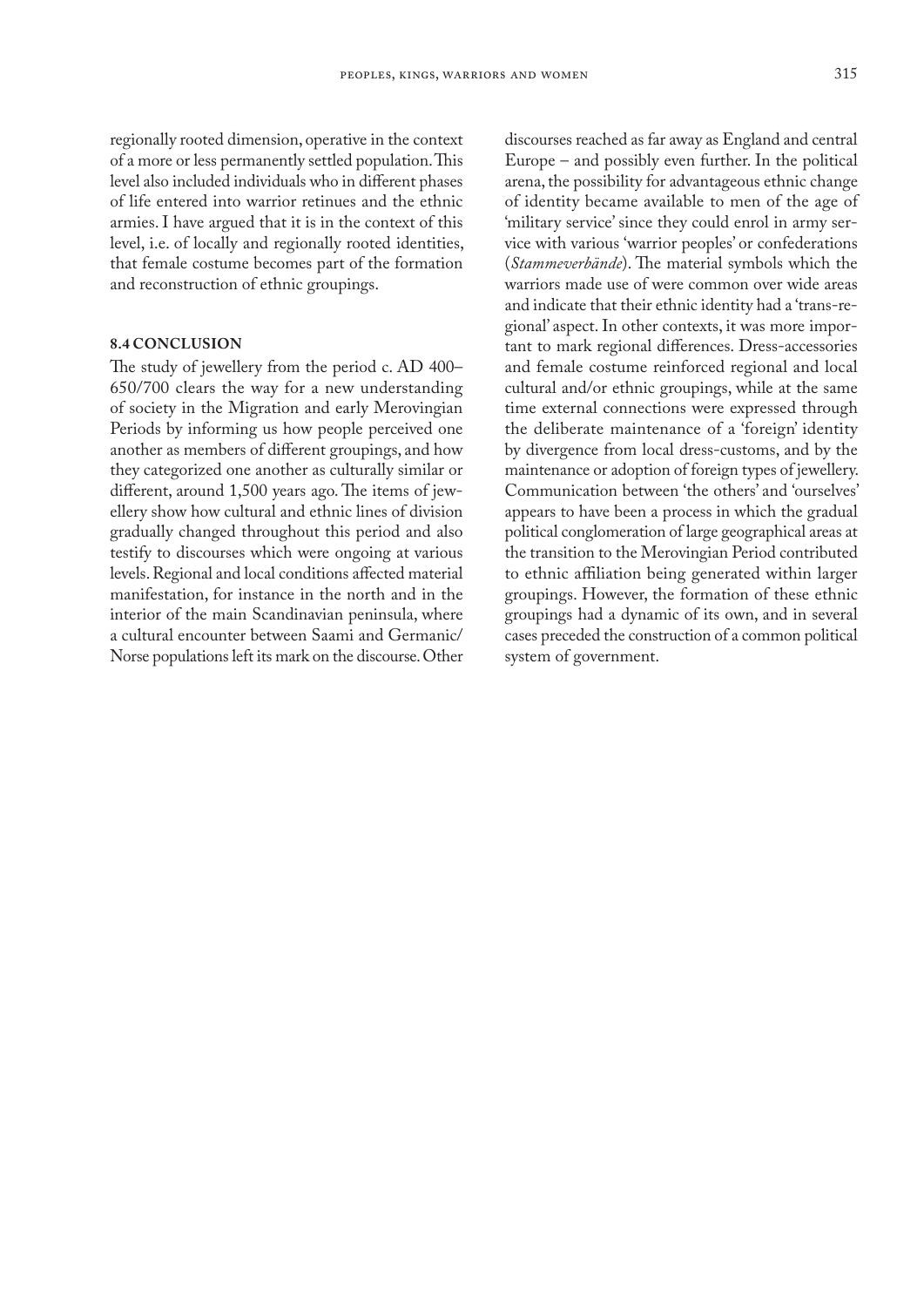regionally rooted dimension, operative in the context of a more or less permanently settled population. This level also included individuals who in different phases of life entered into warrior retinues and the ethnic armies. I have argued that it is in the context of this level, i.e. of locally and regionally rooted identities, that female costume becomes part of the formation and reconstruction of ethnic groupings.

## 8.4 CONCLUSION

The study of jewellery from the period c. AD 400–650/700 clears the way for a new understanding of society in the Migration and early Merovingian Periods by informing us how people perceived one another as members of different groupings, and how they categorized one another as culturally similar or different, around 1,500 years ago. The items of jewellery show how cultural and ethnic lines of division gradually changed throughout this period and also testify to discourses which were ongoing at various levels. Regional and local conditions affected material manifestation, for instance in the north and in the interior of the main Scandinavian peninsula, where a cultural encounter between Saami and Germanic/Norse populations left its mark on the discourse. Other discourses reached as far away as England and central Europe – and possibly even further. In the political arena, the possibility for advantageous ethnic change of identity became available to men of the age of 'military service' since they could enrol in army service with various 'warrior peoples' or confederations (*Stammeverbände*). The material symbols which the warriors made use of were common over wide areas and indicate that their ethnic identity had a 'trans-regional' aspect. In other contexts, it was more important to mark regional differences. Dress-accessories and female costume reinforced regional and local cultural and/or ethnic groupings, while at the same time external connections were expressed through the deliberate maintenance of a 'foreign' identity by divergence from local dress-customs, and by the maintenance or adoption of foreign types of jewellery. Communication between 'the others' and 'ourselves' appears to have been a process in which the gradual political conglomeration of large geographical areas at the transition to the Merovingian Period contributed to ethnic affiliation being generated within larger groupings. However, the formation of these ethnic groupings had a dynamic of its own, and in several cases preceded the construction of a common political system of government.